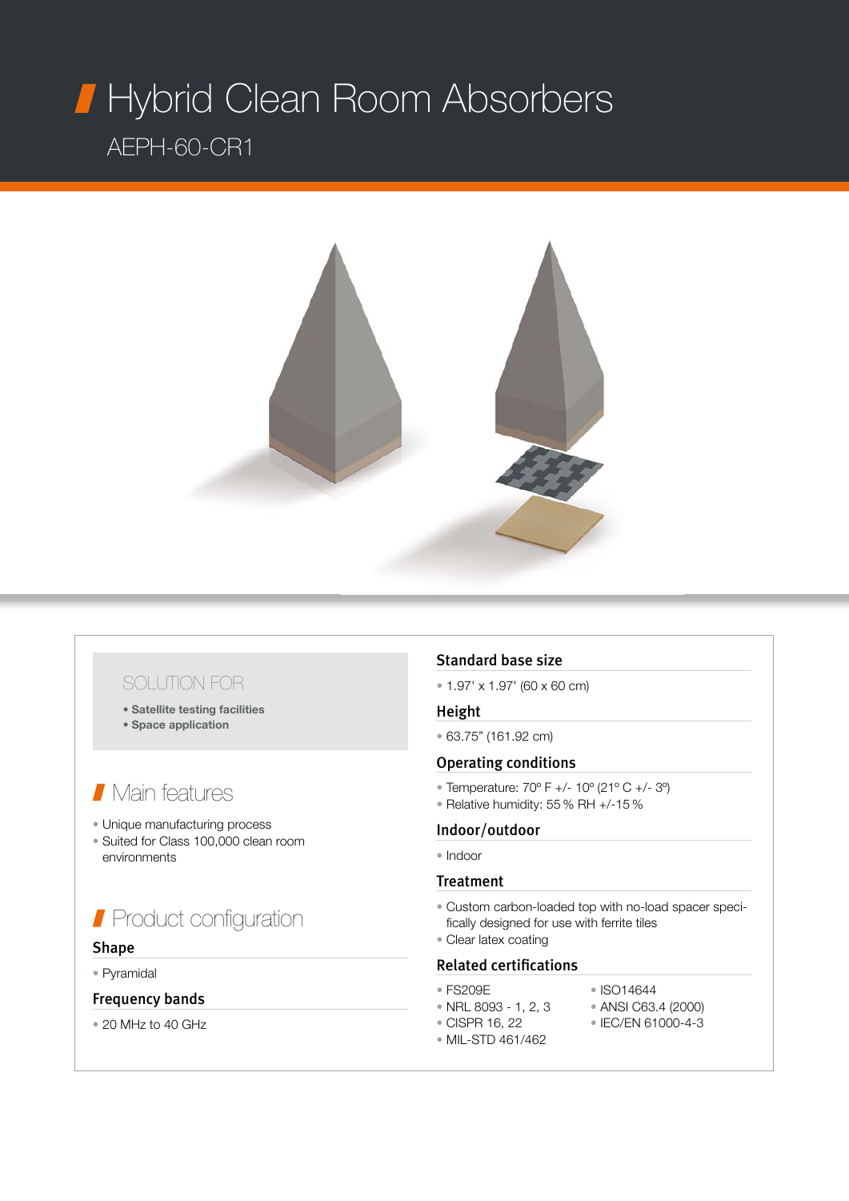# Hybrid Clean Room Absorbers

AEPH-60-CR1

SOLUTION FOR

- **Satellite testing facilities**
- **Space application**

## Main features

- Unique manufacturing process
- Suited for Class 100,000 clean room environments

## Product configuration

### Shape

- Pyramidal

### Frequency bands

- 20 MHz to 40 GHz

### Standard base size

- 1.97' x 1.97' (60 x 60 cm)

### Height

- 63.75" (161.92 cm)

### Operating conditions

- Temperature: 70º F +/- 10º (21º C +/- 3º)
- Relative humidity: 55 % RH +/-15 %

### Indoor/outdoor

- Indoor

### Treatment

- Custom carbon-loaded top with no-load spacer specifically designed for use with ferrite tiles
- Clear latex coating

### Related certifications

- FS209E
- NRL 8093 - 1, 2, 3
- CISPR 16, 22
- MIL-STD 461/462
- ISO14644
- ANSI C63.4 (2000)
- IEC/EN 61000-4-3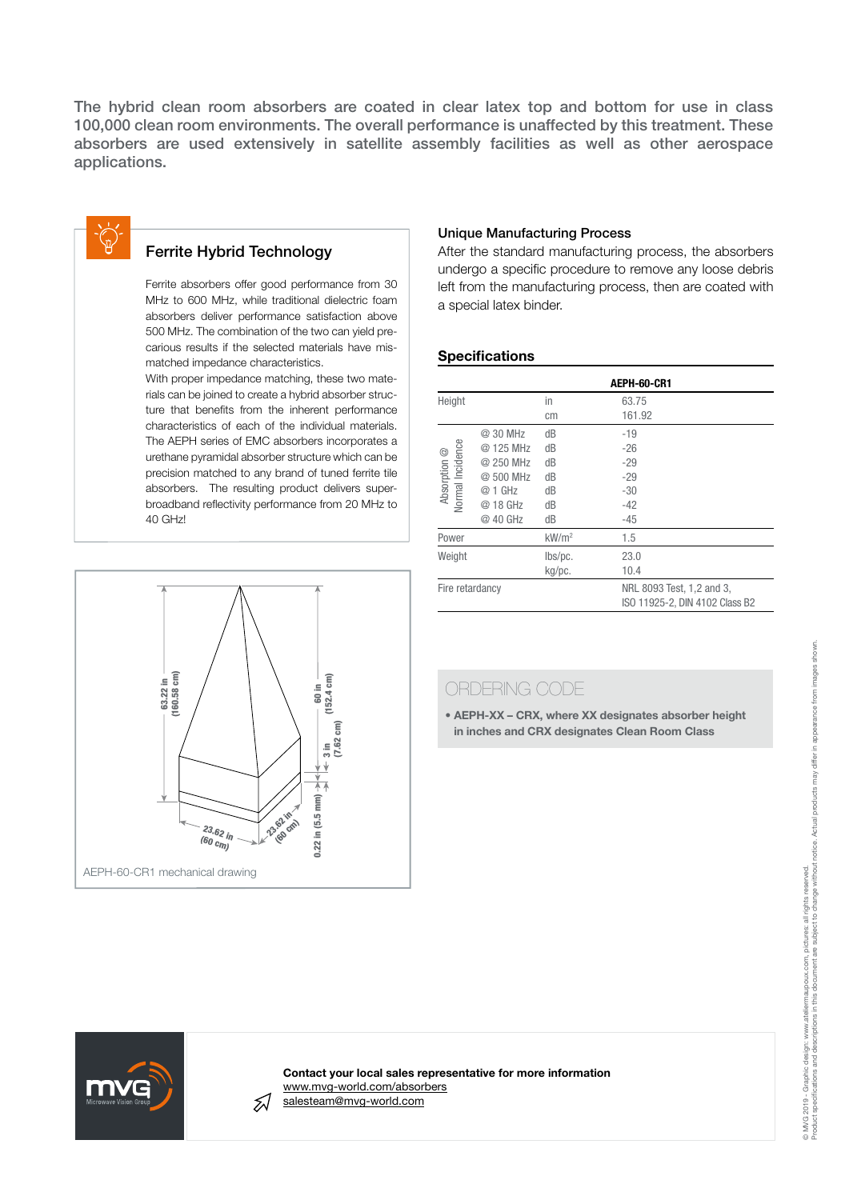The hybrid clean room absorbers are coated in clear latex top and bottom for use in class 100,000 clean room environments. The overall performance is unaffected by this treatment. These absorbers are used extensively in satellite assembly facilities as well as other aerospace applications.

## Ferrite Hybrid Technology

Ferrite absorbers offer good performance from 30 MHz to 600 MHz, while traditional dielectric foam absorbers deliver performance satisfaction above 500 MHz. The combination of the two can yield precarious results if the selected materials have mismatched impedance characteristics.
With proper impedance matching, these two materials can be joined to create a hybrid absorber structure that benefits from the inherent performance characteristics of each of the individual materials. The AEPH series of EMC absorbers incorporates a urethane pyramidal absorber structure which can be precision matched to any brand of tuned ferrite tile absorbers. The resulting product delivers super-broadband reflectivity performance from 20 MHz to 40 GHz!

63.22 in (160.58 cm)

60 in (152.4 cm)

3 in (7.62 cm)

0.22 in (5.5 mm)

23.62 in (60 cm)

23.62 in (60 cm)

AEPH-60-CR1 mechanical drawing

### Unique Manufacturing Process

After the standard manufacturing process, the absorbers undergo a specific procedure to remove any loose debris left from the manufacturing process, then are coated with a special latex binder.

### Specifications

| | | | AEPH-60-CR1 |
|---|---|---|---|
| Height | | in | 63.75 |
| | | cm | 161.92 |
| Absorption @ Normal Incidence | @ 30 MHz | dB | -19 |
| | @ 125 MHz | dB | -26 |
| | @ 250 MHz | dB | -29 |
| | @ 500 MHz | dB | -29 |
| | @ 1 GHz | dB | -30 |
| | @ 18 GHz | dB | -42 |
| | @ 40 GHz | dB | -45 |
| Power | | kW/m² | 1.5 |
| Weight | | lbs/pc. | 23.0 |
| | | kg/pc. | 10.4 |
| Fire retardancy | | | NRL 8093 Test, 1,2 and 3, ISO 11925-2, DIN 4102 Class B2 |

### ORDERING CODE

- **AEPH-XX – CRX, where XX designates absorber height in inches and CRX designates Clean Room Class**

**Contact your local sales representative for more information**
www.mvg-world.com/absorbers
salesteam@mvg-world.com

© MVG 2019 - Graphic design: www.ateliermaupoux.com, pictures: all rights reserved.
Product specifications and descriptions in this document are subject to change without notice. Actual products may differ in appearance from images shown.